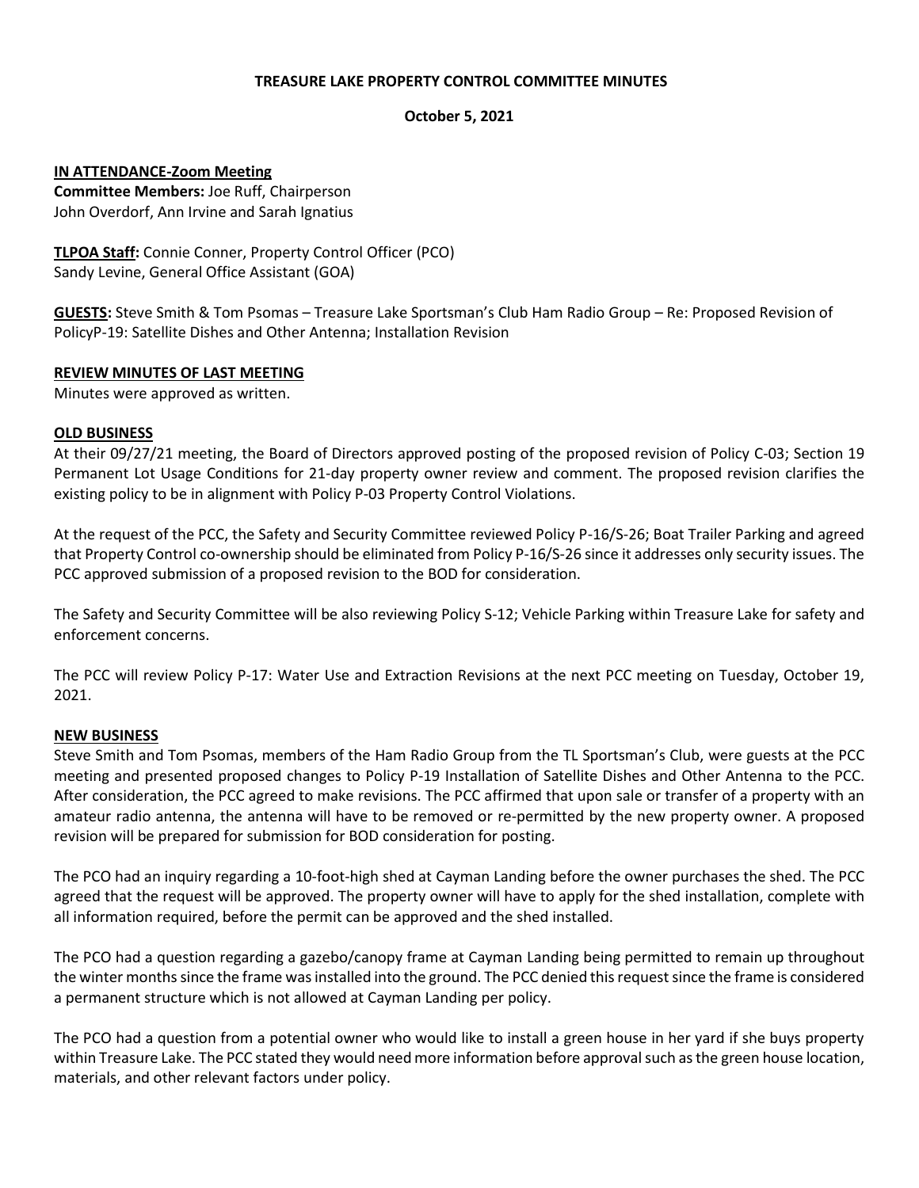**TREASURE LAKE PROPERTY CONTROL COMMITTEE MINUTES**

**October 5, 2021**

**IN ATTENDANCE-Zoom Meeting**

**Committee Members:** Joe Ruff, Chairperson
John Overdorf, Ann Irvine and Sarah Ignatius

**TLPOA Staff:** Connie Conner, Property Control Officer (PCO)
Sandy Levine, General Office Assistant (GOA)

**GUESTS:** Steve Smith & Tom Psomas – Treasure Lake Sportsman's Club Ham Radio Group – Re: Proposed Revision of PolicyP-19: Satellite Dishes and Other Antenna; Installation Revision

**REVIEW MINUTES OF LAST MEETING**

Minutes were approved as written.

**OLD BUSINESS**

At their 09/27/21 meeting, the Board of Directors approved posting of the proposed revision of Policy C-03; Section 19 Permanent Lot Usage Conditions for 21-day property owner review and comment. The proposed revision clarifies the existing policy to be in alignment with Policy P-03 Property Control Violations.

At the request of the PCC, the Safety and Security Committee reviewed Policy P-16/S-26; Boat Trailer Parking and agreed that Property Control co-ownership should be eliminated from Policy P-16/S-26 since it addresses only security issues. The PCC approved submission of a proposed revision to the BOD for consideration.

The Safety and Security Committee will be also reviewing Policy S-12; Vehicle Parking within Treasure Lake for safety and enforcement concerns.

The PCC will review Policy P-17: Water Use and Extraction Revisions at the next PCC meeting on Tuesday, October 19, 2021.

**NEW BUSINESS**

Steve Smith and Tom Psomas, members of the Ham Radio Group from the TL Sportsman's Club, were guests at the PCC meeting and presented proposed changes to Policy P-19 Installation of Satellite Dishes and Other Antenna to the PCC. After consideration, the PCC agreed to make revisions. The PCC affirmed that upon sale or transfer of a property with an amateur radio antenna, the antenna will have to be removed or re-permitted by the new property owner. A proposed revision will be prepared for submission for BOD consideration for posting.

The PCO had an inquiry regarding a 10-foot-high shed at Cayman Landing before the owner purchases the shed. The PCC agreed that the request will be approved. The property owner will have to apply for the shed installation, complete with all information required, before the permit can be approved and the shed installed.

The PCO had a question regarding a gazebo/canopy frame at Cayman Landing being permitted to remain up throughout the winter months since the frame was installed into the ground. The PCC denied this request since the frame is considered a permanent structure which is not allowed at Cayman Landing per policy.

The PCO had a question from a potential owner who would like to install a green house in her yard if she buys property within Treasure Lake. The PCC stated they would need more information before approval such as the green house location, materials, and other relevant factors under policy.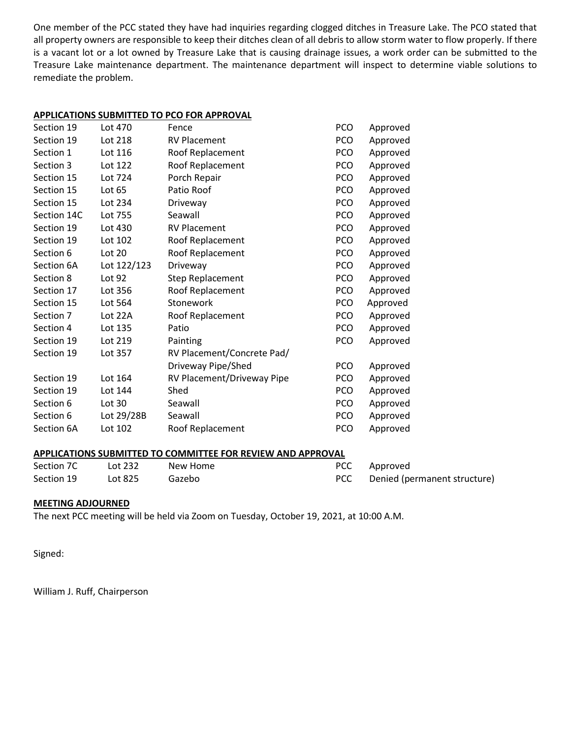One member of the PCC stated they have had inquiries regarding clogged ditches in Treasure Lake. The PCO stated that all property owners are responsible to keep their ditches clean of all debris to allow storm water to flow properly. If there is a vacant lot or a lot owned by Treasure Lake that is causing drainage issues, a work order can be submitted to the Treasure Lake maintenance department. The maintenance department will inspect to determine viable solutions to remediate the problem.

**APPLICATIONS SUBMITTED TO PCO FOR APPROVAL**

| | | | | |
|---|---|---|---|---|
| Section 19 | Lot 470 | Fence | PCO | Approved |
| Section 19 | Lot 218 | RV Placement | PCO | Approved |
| Section 1 | Lot 116 | Roof Replacement | PCO | Approved |
| Section 3 | Lot 122 | Roof Replacement | PCO | Approved |
| Section 15 | Lot 724 | Porch Repair | PCO | Approved |
| Section 15 | Lot 65 | Patio Roof | PCO | Approved |
| Section 15 | Lot 234 | Driveway | PCO | Approved |
| Section 14C | Lot 755 | Seawall | PCO | Approved |
| Section 19 | Lot 430 | RV Placement | PCO | Approved |
| Section 19 | Lot 102 | Roof Replacement | PCO | Approved |
| Section 6 | Lot 20 | Roof Replacement | PCO | Approved |
| Section 6A | Lot 122/123 | Driveway | PCO | Approved |
| Section 8 | Lot 92 | Step Replacement | PCO | Approved |
| Section 17 | Lot 356 | Roof Replacement | PCO | Approved |
| Section 15 | Lot 564 | Stonework | PCO | Approved |
| Section 7 | Lot 22A | Roof Replacement | PCO | Approved |
| Section 4 | Lot 135 | Patio | PCO | Approved |
| Section 19 | Lot 219 | Painting | PCO | Approved |
| Section 19 | Lot 357 | RV Placement/Concrete Pad/ Driveway Pipe/Shed | PCO | Approved |
| Section 19 | Lot 164 | RV Placement/Driveway Pipe | PCO | Approved |
| Section 19 | Lot 144 | Shed | PCO | Approved |
| Section 6 | Lot 30 | Seawall | PCO | Approved |
| Section 6 | Lot 29/28B | Seawall | PCO | Approved |
| Section 6A | Lot 102 | Roof Replacement | PCO | Approved |

**APPLICATIONS SUBMITTED TO COMMITTEE FOR REVIEW AND APPROVAL**

| | | | | |
|---|---|---|---|---|
| Section 7C | Lot 232 | New Home | PCC | Approved |
| Section 19 | Lot 825 | Gazebo | PCC | Denied (permanent structure) |

**MEETING ADJOURNED**

The next PCC meeting will be held via Zoom on Tuesday, October 19, 2021, at 10:00 A.M.

Signed:

William J. Ruff, Chairperson